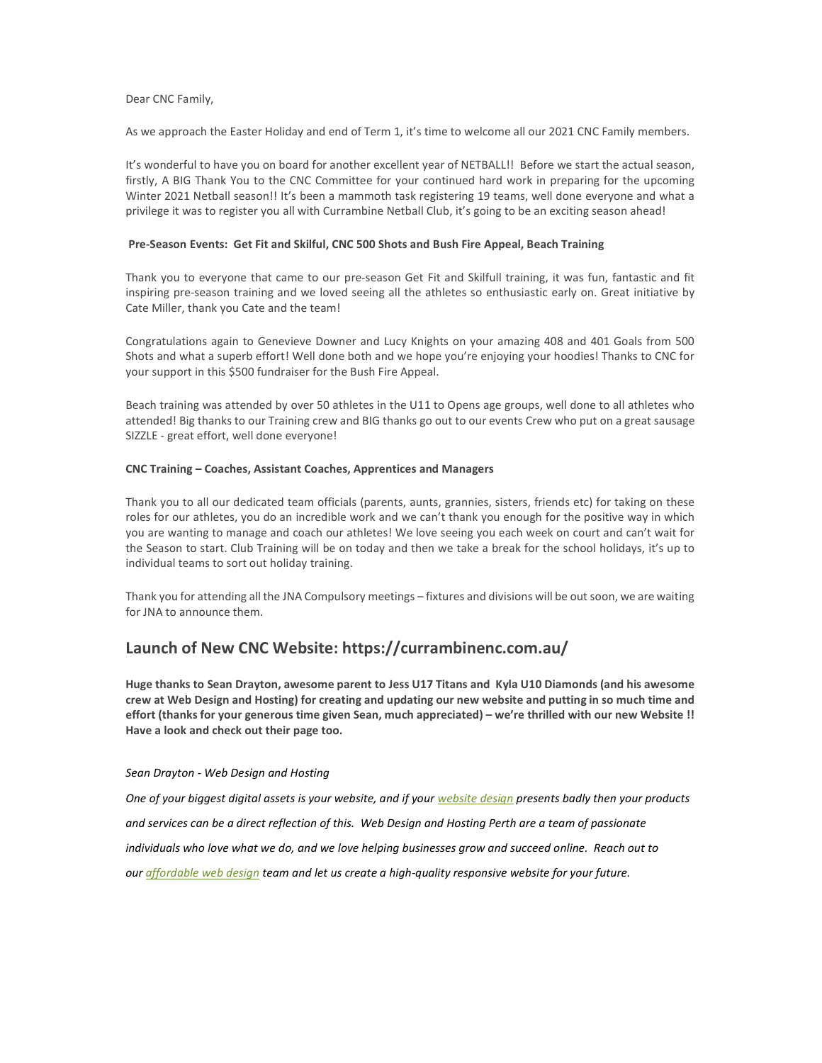Dear CNC Family,

As we approach the Easter Holiday and end of Term 1, it's time to welcome all our 2021 CNC Family members.

It's wonderful to have you on board for another excellent year of NETBALL!! Before we start the actual season, firstly, A BIG Thank You to the CNC Committee for your continued hard work in preparing for the upcoming Winter 2021 Netball season!! It's been a mammoth task registering 19 teams, well done everyone and what a privilege it was to register you all with Currambine Netball Club, it's going to be an exciting season ahead!

**Pre-Season Events: Get Fit and Skilful, CNC 500 Shots and Bush Fire Appeal, Beach Training**

Thank you to everyone that came to our pre-season Get Fit and Skilfull training, it was fun, fantastic and fit inspiring pre-season training and we loved seeing all the athletes so enthusiastic early on. Great initiative by Cate Miller, thank you Cate and the team!

Congratulations again to Genevieve Downer and Lucy Knights on your amazing 408 and 401 Goals from 500 Shots and what a superb effort! Well done both and we hope you're enjoying your hoodies! Thanks to CNC for your support in this $500 fundraiser for the Bush Fire Appeal.

Beach training was attended by over 50 athletes in the U11 to Opens age groups, well done to all athletes who attended! Big thanks to our Training crew and BIG thanks go out to our events Crew who put on a great sausage SIZZLE - great effort, well done everyone!

**CNC Training – Coaches, Assistant Coaches, Apprentices and Managers**

Thank you to all our dedicated team officials (parents, aunts, grannies, sisters, friends etc) for taking on these roles for our athletes, you do an incredible work and we can't thank you enough for the positive way in which you are wanting to manage and coach our athletes! We love seeing you each week on court and can't wait for the Season to start. Club Training will be on today and then we take a break for the school holidays, it's up to individual teams to sort out holiday training.

Thank you for attending all the JNA Compulsory meetings – fixtures and divisions will be out soon, we are waiting for JNA to announce them.

## Launch of New CNC Website: https://currambinenc.com.au/

**Huge thanks to Sean Drayton, awesome parent to Jess U17 Titans and Kyla U10 Diamonds (and his awesome crew at Web Design and Hosting) for creating and updating our new website and putting in so much time and effort (thanks for your generous time given Sean, much appreciated) – we're thrilled with our new Website !! Have a look and check out their page too.**

*Sean Drayton - Web Design and Hosting*

*One of your biggest digital assets is your website, and if your website design presents badly then your products and services can be a direct reflection of this. Web Design and Hosting Perth are a team of passionate individuals who love what we do, and we love helping businesses grow and succeed online. Reach out to our affordable web design team and let us create a high-quality responsive website for your future.*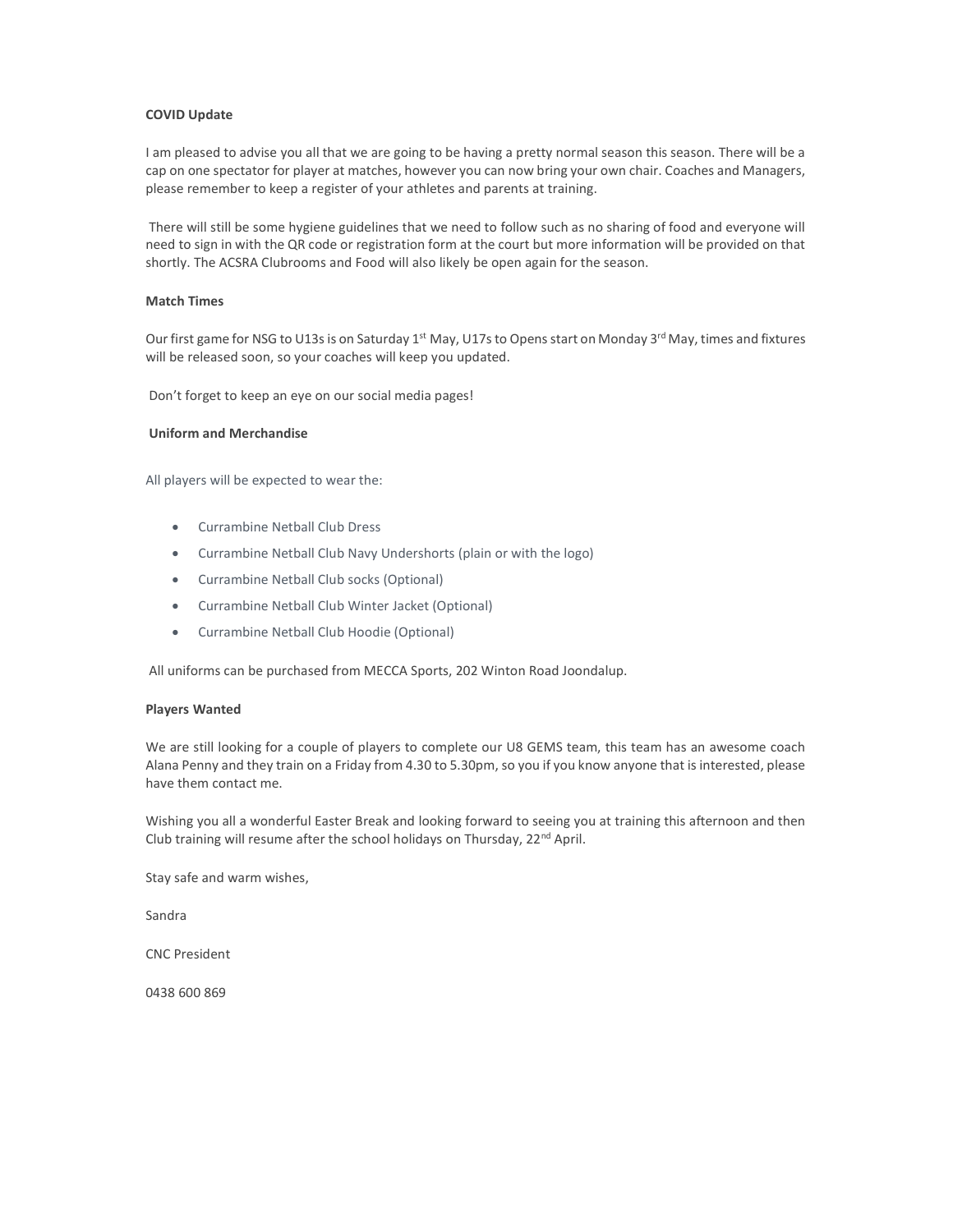**COVID Update**

I am pleased to advise you all that we are going to be having a pretty normal season this season. There will be a cap on one spectator for player at matches, however you can now bring your own chair. Coaches and Managers, please remember to keep a register of your athletes and parents at training.

There will still be some hygiene guidelines that we need to follow such as no sharing of food and everyone will need to sign in with the QR code or registration form at the court but more information will be provided on that shortly. The ACSRA Clubrooms and Food will also likely be open again for the season.

**Match Times**

Our first game for NSG to U13s is on Saturday 1st May, U17s to Opens start on Monday 3rd May, times and fixtures will be released soon, so your coaches will keep you updated.

Don't forget to keep an eye on our social media pages!

**Uniform and Merchandise**

All players will be expected to wear the:

- Currambine Netball Club Dress
- Currambine Netball Club Navy Undershorts (plain or with the logo)
- Currambine Netball Club socks (Optional)
- Currambine Netball Club Winter Jacket (Optional)
- Currambine Netball Club Hoodie (Optional)

All uniforms can be purchased from MECCA Sports, 202 Winton Road Joondalup.

**Players Wanted**

We are still looking for a couple of players to complete our U8 GEMS team, this team has an awesome coach Alana Penny and they train on a Friday from 4.30 to 5.30pm, so you if you know anyone that is interested, please have them contact me.

Wishing you all a wonderful Easter Break and looking forward to seeing you at training this afternoon and then Club training will resume after the school holidays on Thursday, 22nd April.

Stay safe and warm wishes,

Sandra

CNC President

0438 600 869